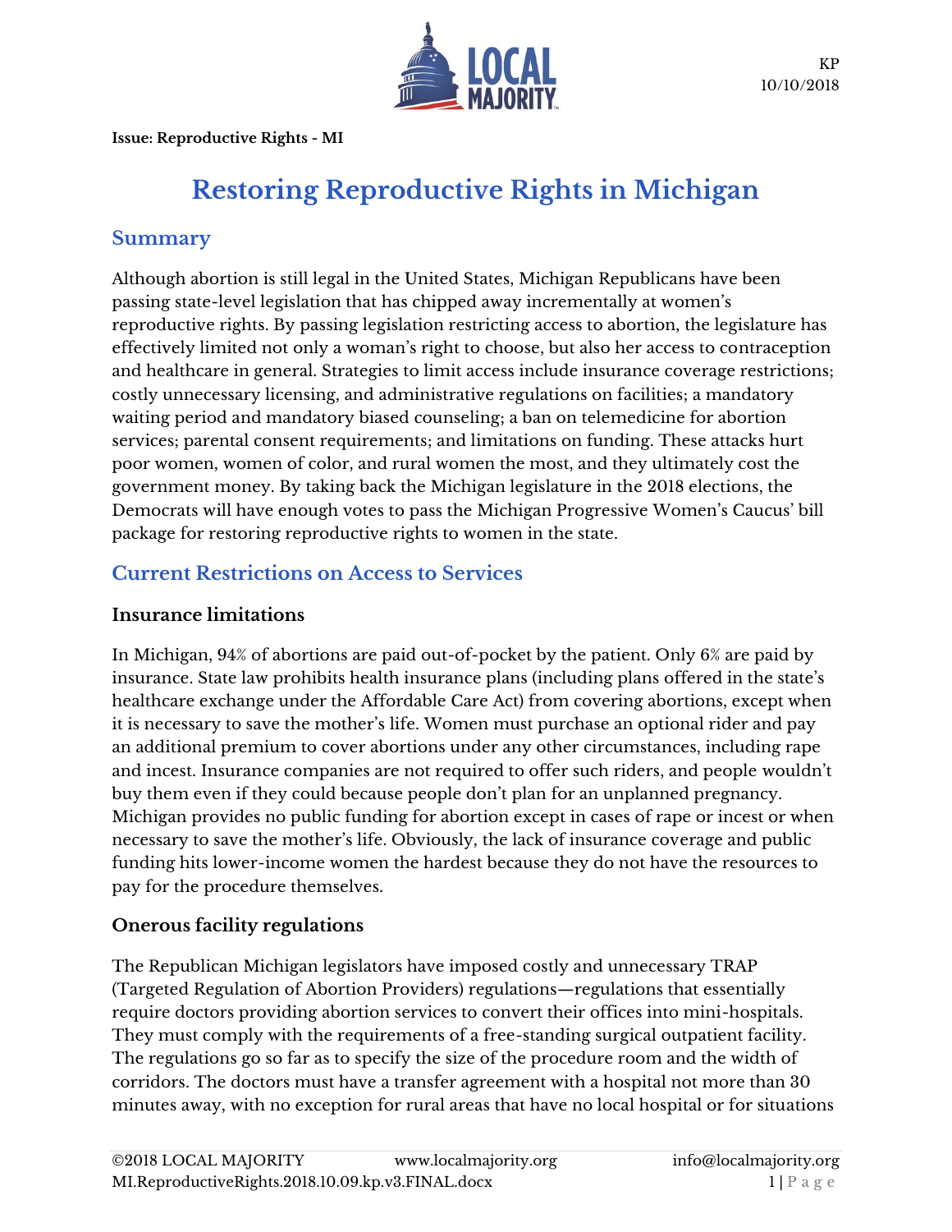KP
10/10/2018

**Issue: Reproductive Rights - MI**

# Restoring Reproductive Rights in Michigan

## Summary

Although abortion is still legal in the United States, Michigan Republicans have been passing state-level legislation that has chipped away incrementally at women's reproductive rights. By passing legislation restricting access to abortion, the legislature has effectively limited not only a woman's right to choose, but also her access to contraception and healthcare in general. Strategies to limit access include insurance coverage restrictions; costly unnecessary licensing, and administrative regulations on facilities; a mandatory waiting period and mandatory biased counseling; a ban on telemedicine for abortion services; parental consent requirements; and limitations on funding. These attacks hurt poor women, women of color, and rural women the most, and they ultimately cost the government money. By taking back the Michigan legislature in the 2018 elections, the Democrats will have enough votes to pass the Michigan Progressive Women's Caucus' bill package for restoring reproductive rights to women in the state.

## Current Restrictions on Access to Services

### Insurance limitations

In Michigan, 94% of abortions are paid out-of-pocket by the patient. Only 6% are paid by insurance. State law prohibits health insurance plans (including plans offered in the state's healthcare exchange under the Affordable Care Act) from covering abortions, except when it is necessary to save the mother's life. Women must purchase an optional rider and pay an additional premium to cover abortions under any other circumstances, including rape and incest. Insurance companies are not required to offer such riders, and people wouldn't buy them even if they could because people don't plan for an unplanned pregnancy. Michigan provides no public funding for abortion except in cases of rape or incest or when necessary to save the mother's life. Obviously, the lack of insurance coverage and public funding hits lower-income women the hardest because they do not have the resources to pay for the procedure themselves.

### Onerous facility regulations

The Republican Michigan legislators have imposed costly and unnecessary TRAP (Targeted Regulation of Abortion Providers) regulations—regulations that essentially require doctors providing abortion services to convert their offices into mini-hospitals. They must comply with the requirements of a free-standing surgical outpatient facility. The regulations go so far as to specify the size of the procedure room and the width of corridors. The doctors must have a transfer agreement with a hospital not more than 30 minutes away, with no exception for rural areas that have no local hospital or for situations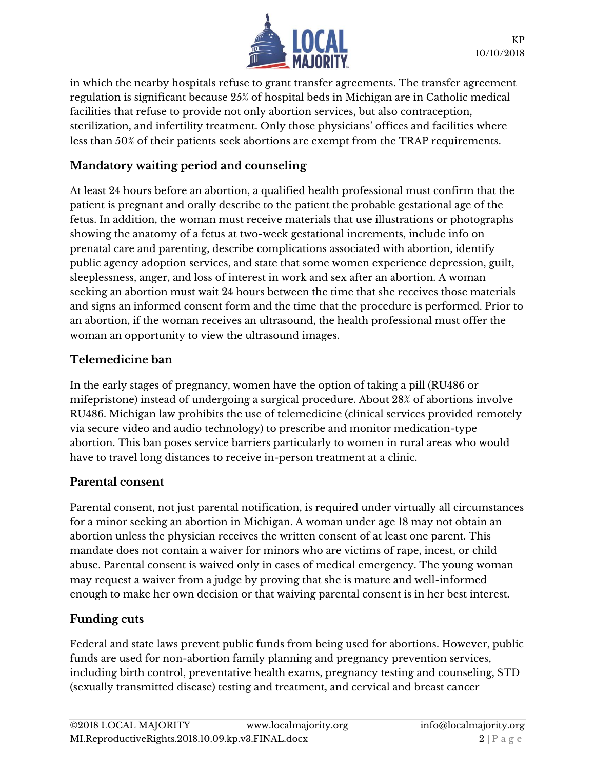in which the nearby hospitals refuse to grant transfer agreements. The transfer agreement regulation is significant because 25% of hospital beds in Michigan are in Catholic medical facilities that refuse to provide not only abortion services, but also contraception, sterilization, and infertility treatment. Only those physicians' offices and facilities where less than 50% of their patients seek abortions are exempt from the TRAP requirements.

### Mandatory waiting period and counseling

At least 24 hours before an abortion, a qualified health professional must confirm that the patient is pregnant and orally describe to the patient the probable gestational age of the fetus. In addition, the woman must receive materials that use illustrations or photographs showing the anatomy of a fetus at two-week gestational increments, include info on prenatal care and parenting, describe complications associated with abortion, identify public agency adoption services, and state that some women experience depression, guilt, sleeplessness, anger, and loss of interest in work and sex after an abortion. A woman seeking an abortion must wait 24 hours between the time that she receives those materials and signs an informed consent form and the time that the procedure is performed. Prior to an abortion, if the woman receives an ultrasound, the health professional must offer the woman an opportunity to view the ultrasound images.

### Telemedicine ban

In the early stages of pregnancy, women have the option of taking a pill (RU486 or mifepristone) instead of undergoing a surgical procedure. About 28% of abortions involve RU486. Michigan law prohibits the use of telemedicine (clinical services provided remotely via secure video and audio technology) to prescribe and monitor medication-type abortion. This ban poses service barriers particularly to women in rural areas who would have to travel long distances to receive in-person treatment at a clinic.

### Parental consent

Parental consent, not just parental notification, is required under virtually all circumstances for a minor seeking an abortion in Michigan. A woman under age 18 may not obtain an abortion unless the physician receives the written consent of at least one parent. This mandate does not contain a waiver for minors who are victims of rape, incest, or child abuse. Parental consent is waived only in cases of medical emergency. The young woman may request a waiver from a judge by proving that she is mature and well-informed enough to make her own decision or that waiving parental consent is in her best interest.

### Funding cuts

Federal and state laws prevent public funds from being used for abortions. However, public funds are used for non-abortion family planning and pregnancy prevention services, including birth control, preventative health exams, pregnancy testing and counseling, STD (sexually transmitted disease) testing and treatment, and cervical and breast cancer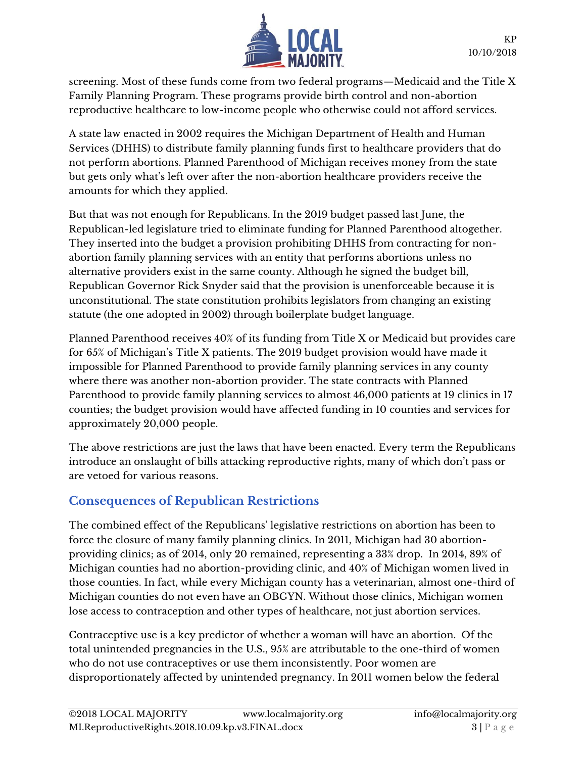screening. Most of these funds come from two federal programs—Medicaid and the Title X Family Planning Program. These programs provide birth control and non-abortion reproductive healthcare to low-income people who otherwise could not afford services.

A state law enacted in 2002 requires the Michigan Department of Health and Human Services (DHHS) to distribute family planning funds first to healthcare providers that do not perform abortions. Planned Parenthood of Michigan receives money from the state but gets only what's left over after the non-abortion healthcare providers receive the amounts for which they applied.

But that was not enough for Republicans. In the 2019 budget passed last June, the Republican-led legislature tried to eliminate funding for Planned Parenthood altogether. They inserted into the budget a provision prohibiting DHHS from contracting for non-abortion family planning services with an entity that performs abortions unless no alternative providers exist in the same county. Although he signed the budget bill, Republican Governor Rick Snyder said that the provision is unenforceable because it is unconstitutional. The state constitution prohibits legislators from changing an existing statute (the one adopted in 2002) through boilerplate budget language.

Planned Parenthood receives 40% of its funding from Title X or Medicaid but provides care for 65% of Michigan's Title X patients. The 2019 budget provision would have made it impossible for Planned Parenthood to provide family planning services in any county where there was another non-abortion provider. The state contracts with Planned Parenthood to provide family planning services to almost 46,000 patients at 19 clinics in 17 counties; the budget provision would have affected funding in 10 counties and services for approximately 20,000 people.

The above restrictions are just the laws that have been enacted. Every term the Republicans introduce an onslaught of bills attacking reproductive rights, many of which don't pass or are vetoed for various reasons.

## Consequences of Republican Restrictions

The combined effect of the Republicans' legislative restrictions on abortion has been to force the closure of many family planning clinics. In 2011, Michigan had 30 abortion-providing clinics; as of 2014, only 20 remained, representing a 33% drop. In 2014, 89% of Michigan counties had no abortion-providing clinic, and 40% of Michigan women lived in those counties. In fact, while every Michigan county has a veterinarian, almost one-third of Michigan counties do not even have an OBGYN. Without those clinics, Michigan women lose access to contraception and other types of healthcare, not just abortion services.

Contraceptive use is a key predictor of whether a woman will have an abortion. Of the total unintended pregnancies in the U.S., 95% are attributable to the one-third of women who do not use contraceptives or use them inconsistently. Poor women are disproportionately affected by unintended pregnancy. In 2011 women below the federal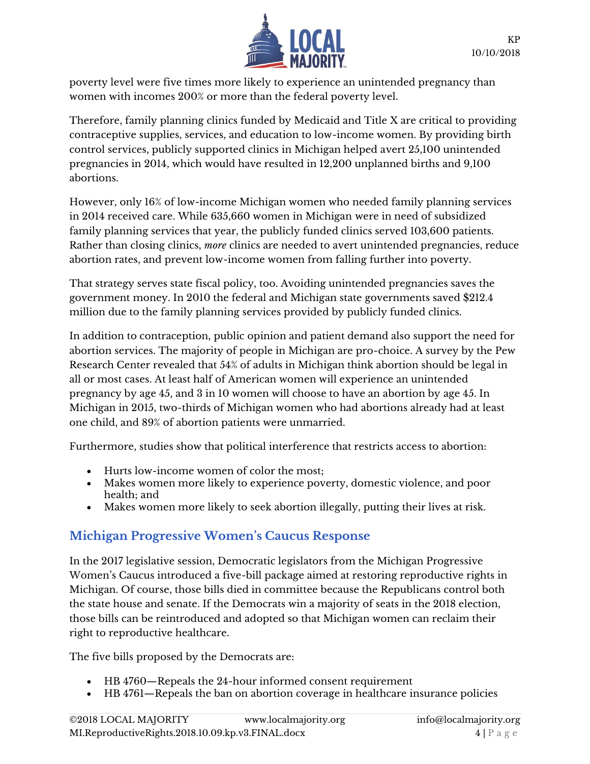poverty level were five times more likely to experience an unintended pregnancy than women with incomes 200% or more than the federal poverty level.

Therefore, family planning clinics funded by Medicaid and Title X are critical to providing contraceptive supplies, services, and education to low-income women. By providing birth control services, publicly supported clinics in Michigan helped avert 25,100 unintended pregnancies in 2014, which would have resulted in 12,200 unplanned births and 9,100 abortions.

However, only 16% of low-income Michigan women who needed family planning services in 2014 received care. While 635,660 women in Michigan were in need of subsidized family planning services that year, the publicly funded clinics served 103,600 patients. Rather than closing clinics, *more* clinics are needed to avert unintended pregnancies, reduce abortion rates, and prevent low-income women from falling further into poverty.

That strategy serves state fiscal policy, too. Avoiding unintended pregnancies saves the government money. In 2010 the federal and Michigan state governments saved $212.4 million due to the family planning services provided by publicly funded clinics.

In addition to contraception, public opinion and patient demand also support the need for abortion services. The majority of people in Michigan are pro-choice. A survey by the Pew Research Center revealed that 54% of adults in Michigan think abortion should be legal in all or most cases. At least half of American women will experience an unintended pregnancy by age 45, and 3 in 10 women will choose to have an abortion by age 45. In Michigan in 2015, two-thirds of Michigan women who had abortions already had at least one child, and 89% of abortion patients were unmarried.

Furthermore, studies show that political interference that restricts access to abortion:

- Hurts low-income women of color the most;
- Makes women more likely to experience poverty, domestic violence, and poor health; and
- Makes women more likely to seek abortion illegally, putting their lives at risk.

## Michigan Progressive Women's Caucus Response

In the 2017 legislative session, Democratic legislators from the Michigan Progressive Women's Caucus introduced a five-bill package aimed at restoring reproductive rights in Michigan. Of course, those bills died in committee because the Republicans control both the state house and senate. If the Democrats win a majority of seats in the 2018 election, those bills can be reintroduced and adopted so that Michigan women can reclaim their right to reproductive healthcare.

The five bills proposed by the Democrats are:

- HB 4760—Repeals the 24-hour informed consent requirement
- HB 4761—Repeals the ban on abortion coverage in healthcare insurance policies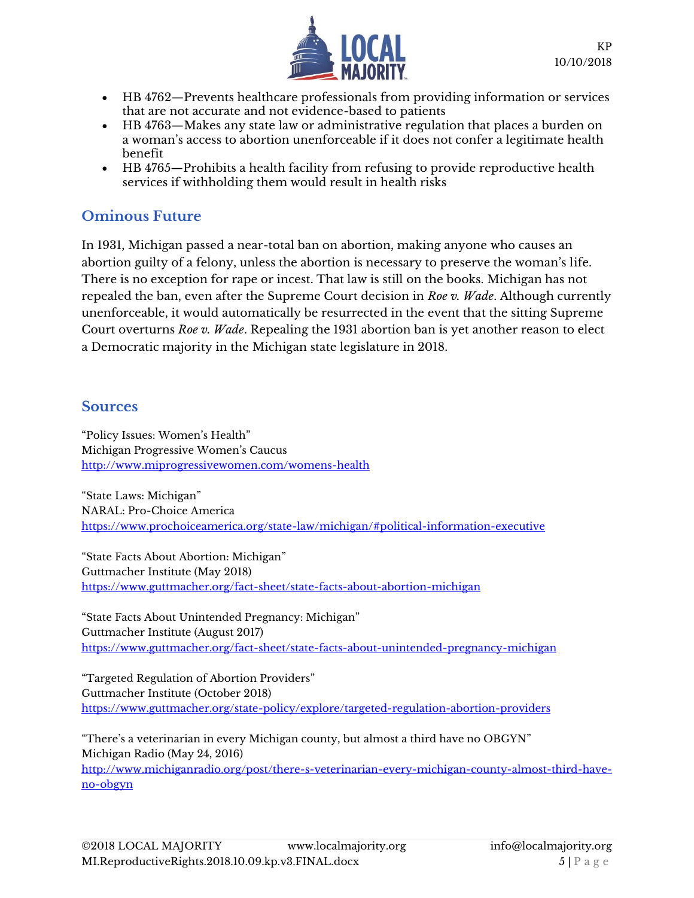- HB 4762—Prevents healthcare professionals from providing information or services that are not accurate and not evidence-based to patients
- HB 4763—Makes any state law or administrative regulation that places a burden on a woman's access to abortion unenforceable if it does not confer a legitimate health benefit
- HB 4765—Prohibits a health facility from refusing to provide reproductive health services if withholding them would result in health risks

## Ominous Future

In 1931, Michigan passed a near-total ban on abortion, making anyone who causes an abortion guilty of a felony, unless the abortion is necessary to preserve the woman's life. There is no exception for rape or incest. That law is still on the books. Michigan has not repealed the ban, even after the Supreme Court decision in *Roe v. Wade*. Although currently unenforceable, it would automatically be resurrected in the event that the sitting Supreme Court overturns *Roe v. Wade*. Repealing the 1931 abortion ban is yet another reason to elect a Democratic majority in the Michigan state legislature in 2018.

## Sources

"Policy Issues: Women's Health"
Michigan Progressive Women's Caucus
http://www.miprogressivewomen.com/womens-health

"State Laws: Michigan"
NARAL: Pro-Choice America
https://www.prochoiceamerica.org/state-law/michigan/#political-information-executive

"State Facts About Abortion: Michigan"
Guttmacher Institute (May 2018)
https://www.guttmacher.org/fact-sheet/state-facts-about-abortion-michigan

"State Facts About Unintended Pregnancy: Michigan"
Guttmacher Institute (August 2017)
https://www.guttmacher.org/fact-sheet/state-facts-about-unintended-pregnancy-michigan

"Targeted Regulation of Abortion Providers"
Guttmacher Institute (October 2018)
https://www.guttmacher.org/state-policy/explore/targeted-regulation-abortion-providers

"There's a veterinarian in every Michigan county, but almost a third have no OBGYN"
Michigan Radio (May 24, 2016)
http://www.michiganradio.org/post/there-s-veterinarian-every-michigan-county-almost-third-have-no-obgyn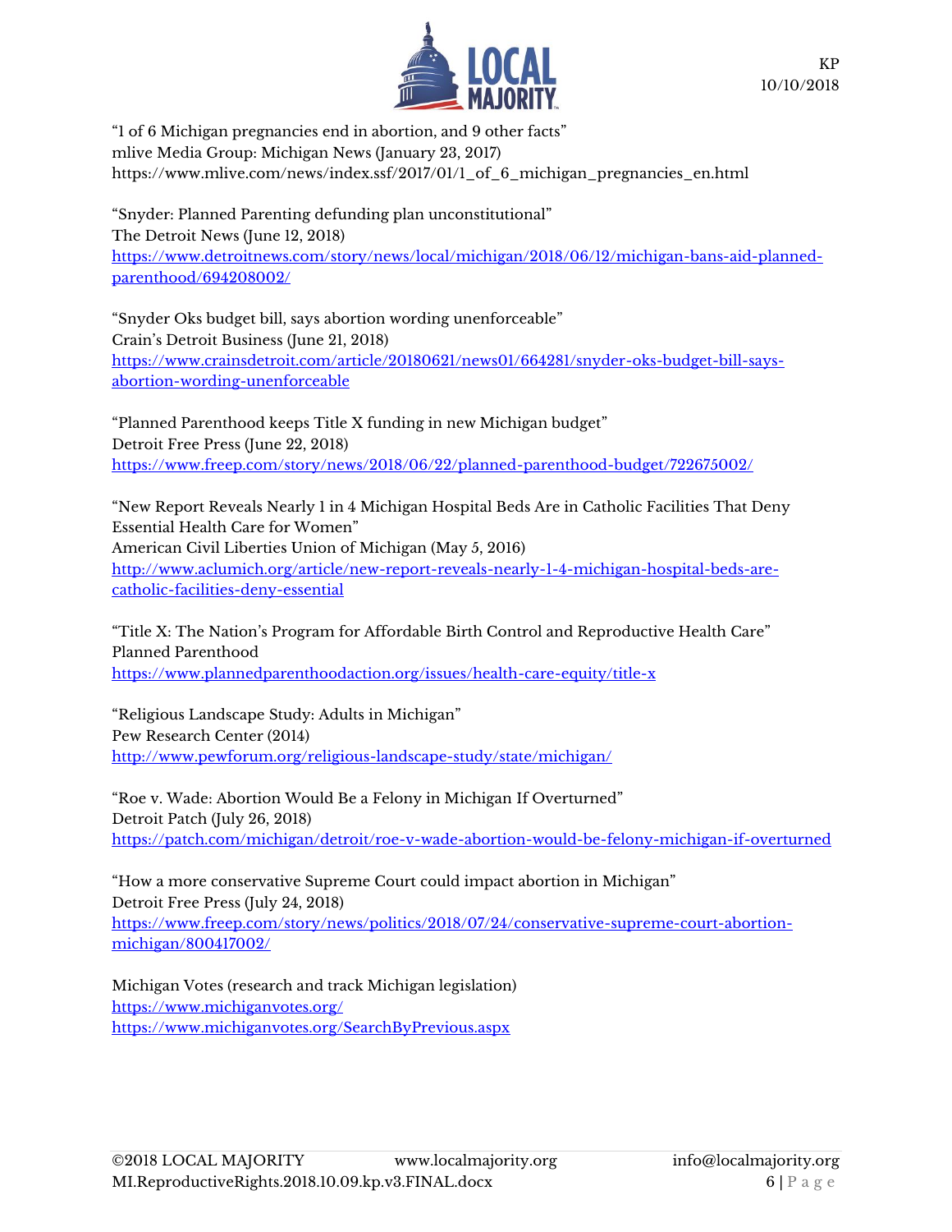"1 of 6 Michigan pregnancies end in abortion, and 9 other facts"
mlive Media Group: Michigan News (January 23, 2017)
https://www.mlive.com/news/index.ssf/2017/01/1_of_6_michigan_pregnancies_en.html

"Snyder: Planned Parenting defunding plan unconstitutional"
The Detroit News (June 12, 2018)
https://www.detroitnews.com/story/news/local/michigan/2018/06/12/michigan-bans-aid-planned-parenthood/694208002/

"Snyder Oks budget bill, says abortion wording unenforceable"
Crain's Detroit Business (June 21, 2018)
https://www.crainsdetroit.com/article/20180621/news01/664281/snyder-oks-budget-bill-says-abortion-wording-unenforceable

"Planned Parenthood keeps Title X funding in new Michigan budget"
Detroit Free Press (June 22, 2018)
https://www.freep.com/story/news/2018/06/22/planned-parenthood-budget/722675002/

"New Report Reveals Nearly 1 in 4 Michigan Hospital Beds Are in Catholic Facilities That Deny Essential Health Care for Women"
American Civil Liberties Union of Michigan (May 5, 2016)
http://www.aclumich.org/article/new-report-reveals-nearly-1-4-michigan-hospital-beds-are-catholic-facilities-deny-essential

"Title X: The Nation's Program for Affordable Birth Control and Reproductive Health Care"
Planned Parenthood
https://www.plannedparenthoodaction.org/issues/health-care-equity/title-x

"Religious Landscape Study: Adults in Michigan"
Pew Research Center (2014)
http://www.pewforum.org/religious-landscape-study/state/michigan/

"Roe v. Wade: Abortion Would Be a Felony in Michigan If Overturned"
Detroit Patch (July 26, 2018)
https://patch.com/michigan/detroit/roe-v-wade-abortion-would-be-felony-michigan-if-overturned

"How a more conservative Supreme Court could impact abortion in Michigan"
Detroit Free Press (July 24, 2018)
https://www.freep.com/story/news/politics/2018/07/24/conservative-supreme-court-abortion-michigan/800417002/

Michigan Votes (research and track Michigan legislation)
https://www.michiganvotes.org/
https://www.michiganvotes.org/SearchByPrevious.aspx